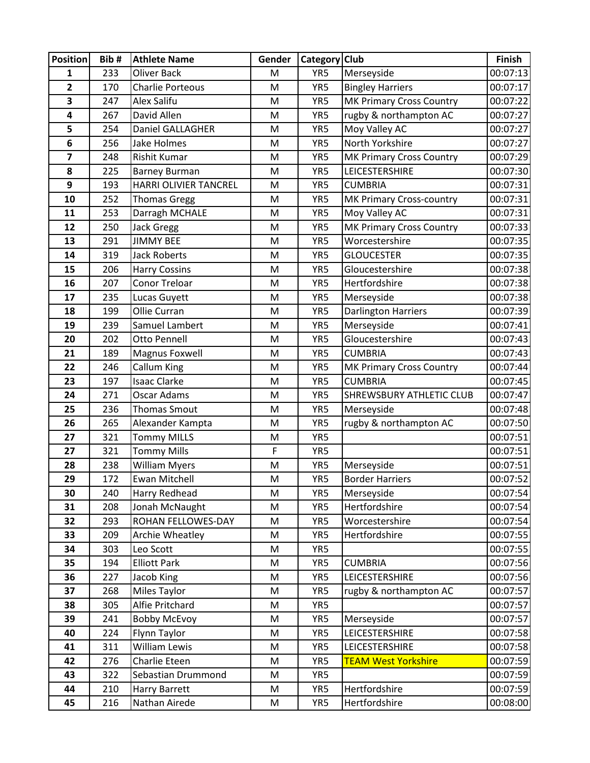| Position | Bib # | Athlete Name | Gender | Category | Club | Finish |
|---|---|---|---|---|---|---|
| 1 | 233 | Oliver Back | M | YR5 | Merseyside | 00:07:13 |
| 2 | 170 | Charlie Porteous | M | YR5 | Bingley Harriers | 00:07:17 |
| 3 | 247 | Alex Salifu | M | YR5 | MK Primary Cross Country | 00:07:22 |
| 4 | 267 | David Allen | M | YR5 | rugby & northampton AC | 00:07:27 |
| 5 | 254 | Daniel GALLAGHER | M | YR5 | Moy Valley AC | 00:07:27 |
| 6 | 256 | Jake Holmes | M | YR5 | North Yorkshire | 00:07:27 |
| 7 | 248 | Rishit Kumar | M | YR5 | MK Primary Cross Country | 00:07:29 |
| 8 | 225 | Barney Burman | M | YR5 | LEICESTERSHIRE | 00:07:30 |
| 9 | 193 | HARRI OLIVIER TANCREL | M | YR5 | CUMBRIA | 00:07:31 |
| 10 | 252 | Thomas Gregg | M | YR5 | MK Primary Cross-country | 00:07:31 |
| 11 | 253 | Darragh MCHALE | M | YR5 | Moy Valley AC | 00:07:31 |
| 12 | 250 | Jack Gregg | M | YR5 | MK Primary Cross Country | 00:07:33 |
| 13 | 291 | JIMMY BEE | M | YR5 | Worcestershire | 00:07:35 |
| 14 | 319 | Jack Roberts | M | YR5 | GLOUCESTER | 00:07:35 |
| 15 | 206 | Harry Cossins | M | YR5 | Gloucestershire | 00:07:38 |
| 16 | 207 | Conor Treloar | M | YR5 | Hertfordshire | 00:07:38 |
| 17 | 235 | Lucas Guyett | M | YR5 | Merseyside | 00:07:38 |
| 18 | 199 | Ollie Curran | M | YR5 | Darlington Harriers | 00:07:39 |
| 19 | 239 | Samuel Lambert | M | YR5 | Merseyside | 00:07:41 |
| 20 | 202 | Otto Pennell | M | YR5 | Gloucestershire | 00:07:43 |
| 21 | 189 | Magnus Foxwell | M | YR5 | CUMBRIA | 00:07:43 |
| 22 | 246 | Callum King | M | YR5 | MK Primary Cross Country | 00:07:44 |
| 23 | 197 | Isaac Clarke | M | YR5 | CUMBRIA | 00:07:45 |
| 24 | 271 | Oscar Adams | M | YR5 | SHREWSBURY ATHLETIC CLUB | 00:07:47 |
| 25 | 236 | Thomas Smout | M | YR5 | Merseyside | 00:07:48 |
| 26 | 265 | Alexander Kampta | M | YR5 | rugby & northampton AC | 00:07:50 |
| 27 | 321 | Tommy MILLS | M | YR5 | | 00:07:51 |
| 27 | 321 | Tommy Mills | F | YR5 | | 00:07:51 |
| 28 | 238 | William Myers | M | YR5 | Merseyside | 00:07:51 |
| 29 | 172 | Ewan Mitchell | M | YR5 | Border Harriers | 00:07:52 |
| 30 | 240 | Harry Redhead | M | YR5 | Merseyside | 00:07:54 |
| 31 | 208 | Jonah McNaught | M | YR5 | Hertfordshire | 00:07:54 |
| 32 | 293 | ROHAN FELLOWES-DAY | M | YR5 | Worcestershire | 00:07:54 |
| 33 | 209 | Archie Wheatley | M | YR5 | Hertfordshire | 00:07:55 |
| 34 | 303 | Leo Scott | M | YR5 | | 00:07:55 |
| 35 | 194 | Elliott Park | M | YR5 | CUMBRIA | 00:07:56 |
| 36 | 227 | Jacob King | M | YR5 | LEICESTERSHIRE | 00:07:56 |
| 37 | 268 | Miles Taylor | M | YR5 | rugby & northampton AC | 00:07:57 |
| 38 | 305 | Alfie Pritchard | M | YR5 | | 00:07:57 |
| 39 | 241 | Bobby McEvoy | M | YR5 | Merseyside | 00:07:57 |
| 40 | 224 | Flynn Taylor | M | YR5 | LEICESTERSHIRE | 00:07:58 |
| 41 | 311 | William Lewis | M | YR5 | LEICESTERSHIRE | 00:07:58 |
| 42 | 276 | Charlie Eteen | M | YR5 | TEAM West Yorkshire | 00:07:59 |
| 43 | 322 | Sebastian Drummond | M | YR5 | | 00:07:59 |
| 44 | 210 | Harry Barrett | M | YR5 | Hertfordshire | 00:07:59 |
| 45 | 216 | Nathan Airede | M | YR5 | Hertfordshire | 00:08:00 |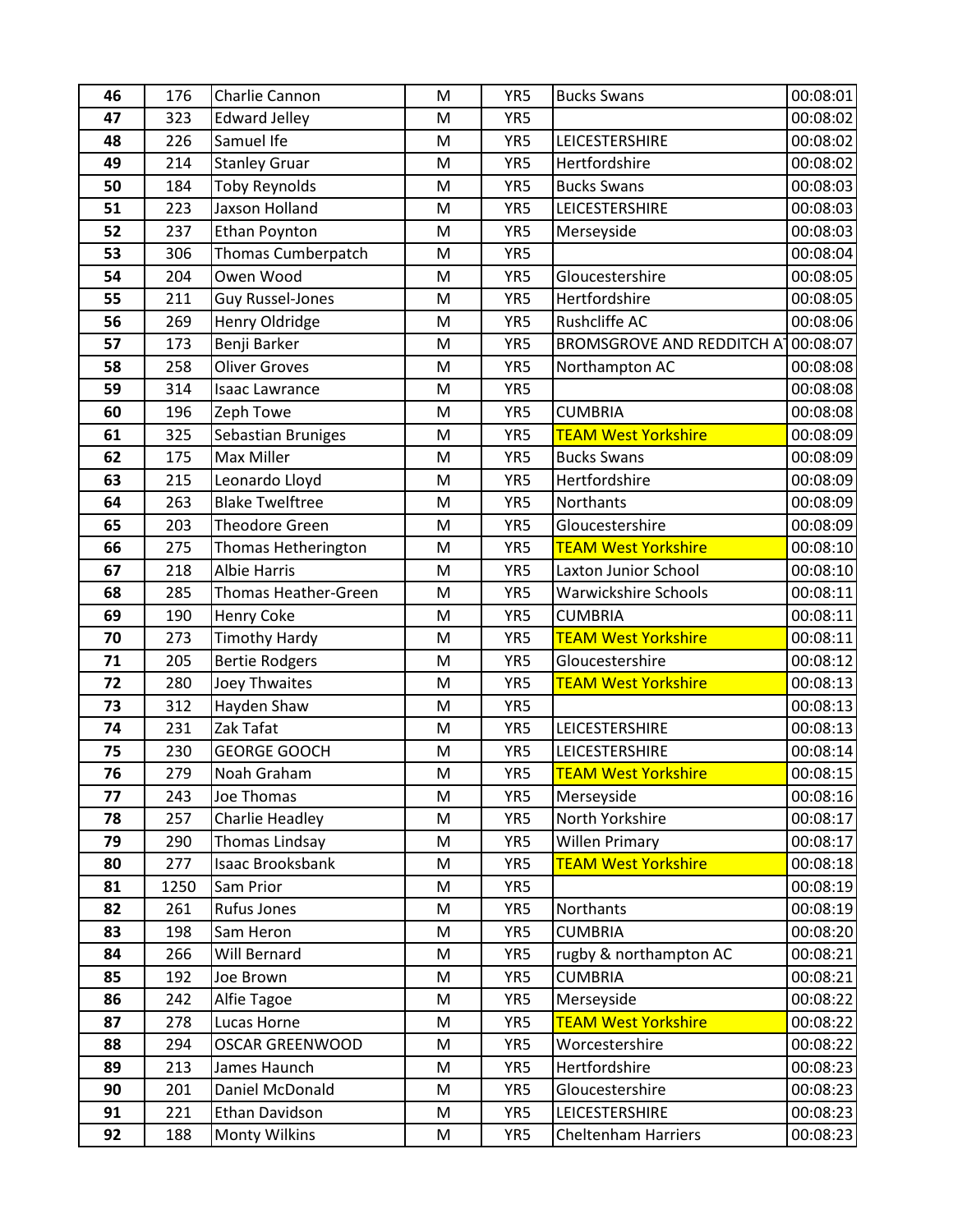| 46 | 176 | Charlie Cannon | M | YR5 | Bucks Swans | 00:08:01 |
|---|---|---|---|---|---|---|
| 47 | 323 | Edward Jelley | M | YR5 | | 00:08:02 |
| 48 | 226 | Samuel Ife | M | YR5 | LEICESTERSHIRE | 00:08:02 |
| 49 | 214 | Stanley Gruar | M | YR5 | Hertfordshire | 00:08:02 |
| 50 | 184 | Toby Reynolds | M | YR5 | Bucks Swans | 00:08:03 |
| 51 | 223 | Jaxson Holland | M | YR5 | LEICESTERSHIRE | 00:08:03 |
| 52 | 237 | Ethan Poynton | M | YR5 | Merseyside | 00:08:03 |
| 53 | 306 | Thomas Cumberpatch | M | YR5 | | 00:08:04 |
| 54 | 204 | Owen Wood | M | YR5 | Gloucestershire | 00:08:05 |
| 55 | 211 | Guy Russel-Jones | M | YR5 | Hertfordshire | 00:08:05 |
| 56 | 269 | Henry Oldridge | M | YR5 | Rushcliffe AC | 00:08:06 |
| 57 | 173 | Benji Barker | M | YR5 | BROMSGROVE AND REDDITCH A | 00:08:07 |
| 58 | 258 | Oliver Groves | M | YR5 | Northampton AC | 00:08:08 |
| 59 | 314 | Isaac Lawrance | M | YR5 | | 00:08:08 |
| 60 | 196 | Zeph Towe | M | YR5 | CUMBRIA | 00:08:08 |
| 61 | 325 | Sebastian Bruniges | M | YR5 | TEAM West Yorkshire | 00:08:09 |
| 62 | 175 | Max Miller | M | YR5 | Bucks Swans | 00:08:09 |
| 63 | 215 | Leonardo Lloyd | M | YR5 | Hertfordshire | 00:08:09 |
| 64 | 263 | Blake Twelftree | M | YR5 | Northants | 00:08:09 |
| 65 | 203 | Theodore Green | M | YR5 | Gloucestershire | 00:08:09 |
| 66 | 275 | Thomas Hetherington | M | YR5 | TEAM West Yorkshire | 00:08:10 |
| 67 | 218 | Albie Harris | M | YR5 | Laxton Junior School | 00:08:10 |
| 68 | 285 | Thomas Heather-Green | M | YR5 | Warwickshire Schools | 00:08:11 |
| 69 | 190 | Henry Coke | M | YR5 | CUMBRIA | 00:08:11 |
| 70 | 273 | Timothy Hardy | M | YR5 | TEAM West Yorkshire | 00:08:11 |
| 71 | 205 | Bertie Rodgers | M | YR5 | Gloucestershire | 00:08:12 |
| 72 | 280 | Joey Thwaites | M | YR5 | TEAM West Yorkshire | 00:08:13 |
| 73 | 312 | Hayden Shaw | M | YR5 | | 00:08:13 |
| 74 | 231 | Zak Tafat | M | YR5 | LEICESTERSHIRE | 00:08:13 |
| 75 | 230 | GEORGE GOOCH | M | YR5 | LEICESTERSHIRE | 00:08:14 |
| 76 | 279 | Noah Graham | M | YR5 | TEAM West Yorkshire | 00:08:15 |
| 77 | 243 | Joe Thomas | M | YR5 | Merseyside | 00:08:16 |
| 78 | 257 | Charlie Headley | M | YR5 | North Yorkshire | 00:08:17 |
| 79 | 290 | Thomas Lindsay | M | YR5 | Willen Primary | 00:08:17 |
| 80 | 277 | Isaac Brooksbank | M | YR5 | TEAM West Yorkshire | 00:08:18 |
| 81 | 1250 | Sam Prior | M | YR5 | | 00:08:19 |
| 82 | 261 | Rufus Jones | M | YR5 | Northants | 00:08:19 |
| 83 | 198 | Sam Heron | M | YR5 | CUMBRIA | 00:08:20 |
| 84 | 266 | Will Bernard | M | YR5 | rugby & northampton AC | 00:08:21 |
| 85 | 192 | Joe Brown | M | YR5 | CUMBRIA | 00:08:21 |
| 86 | 242 | Alfie Tagoe | M | YR5 | Merseyside | 00:08:22 |
| 87 | 278 | Lucas Horne | M | YR5 | TEAM West Yorkshire | 00:08:22 |
| 88 | 294 | OSCAR GREENWOOD | M | YR5 | Worcestershire | 00:08:22 |
| 89 | 213 | James Haunch | M | YR5 | Hertfordshire | 00:08:23 |
| 90 | 201 | Daniel McDonald | M | YR5 | Gloucestershire | 00:08:23 |
| 91 | 221 | Ethan Davidson | M | YR5 | LEICESTERSHIRE | 00:08:23 |
| 92 | 188 | Monty Wilkins | M | YR5 | Cheltenham Harriers | 00:08:23 |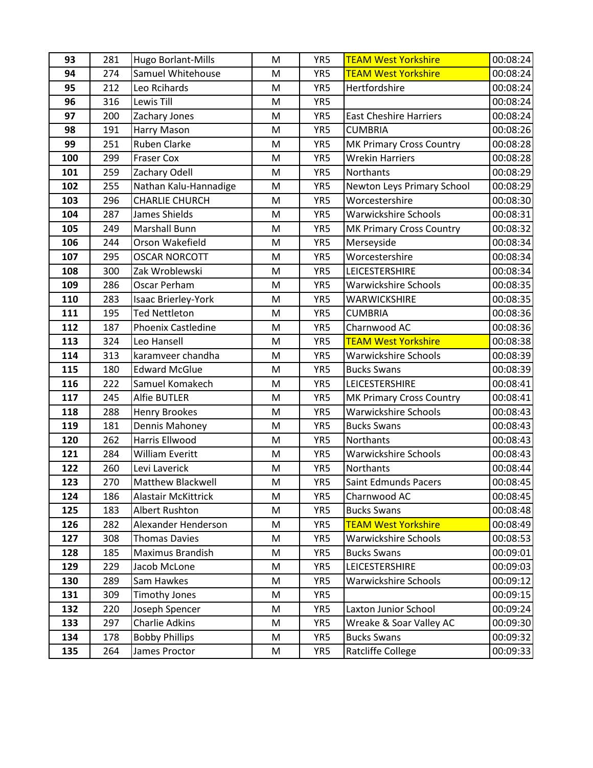| | | | | | | |
|---|---|---|---|---|---|---|
| **93** | 281 | Hugo Borlant-Mills | M | YR5 | TEAM West Yorkshire | 00:08:24 |
| **94** | 274 | Samuel Whitehouse | M | YR5 | TEAM West Yorkshire | 00:08:24 |
| **95** | 212 | Leo Rcihards | M | YR5 | Hertfordshire | 00:08:24 |
| **96** | 316 | Lewis Till | M | YR5 | | 00:08:24 |
| **97** | 200 | Zachary Jones | M | YR5 | East Cheshire Harriers | 00:08:24 |
| **98** | 191 | Harry Mason | M | YR5 | CUMBRIA | 00:08:26 |
| **99** | 251 | Ruben Clarke | M | YR5 | MK Primary Cross Country | 00:08:28 |
| **100** | 299 | Fraser Cox | M | YR5 | Wrekin Harriers | 00:08:28 |
| **101** | 259 | Zachary Odell | M | YR5 | Northants | 00:08:29 |
| **102** | 255 | Nathan Kalu-Hannadige | M | YR5 | Newton Leys Primary School | 00:08:29 |
| **103** | 296 | CHARLIE CHURCH | M | YR5 | Worcestershire | 00:08:30 |
| **104** | 287 | James Shields | M | YR5 | Warwickshire Schools | 00:08:31 |
| **105** | 249 | Marshall Bunn | M | YR5 | MK Primary Cross Country | 00:08:32 |
| **106** | 244 | Orson Wakefield | M | YR5 | Merseyside | 00:08:34 |
| **107** | 295 | OSCAR NORCOTT | M | YR5 | Worcestershire | 00:08:34 |
| **108** | 300 | Zak Wroblewski | M | YR5 | LEICESTERSHIRE | 00:08:34 |
| **109** | 286 | Oscar Perham | M | YR5 | Warwickshire Schools | 00:08:35 |
| **110** | 283 | Isaac Brierley-York | M | YR5 | WARWICKSHIRE | 00:08:35 |
| **111** | 195 | Ted Nettleton | M | YR5 | CUMBRIA | 00:08:36 |
| **112** | 187 | Phoenix Castledine | M | YR5 | Charnwood AC | 00:08:36 |
| **113** | 324 | Leo Hansell | M | YR5 | TEAM West Yorkshire | 00:08:38 |
| **114** | 313 | karamveer chandha | M | YR5 | Warwickshire Schools | 00:08:39 |
| **115** | 180 | Edward McGlue | M | YR5 | Bucks Swans | 00:08:39 |
| **116** | 222 | Samuel Komakech | M | YR5 | LEICESTERSHIRE | 00:08:41 |
| **117** | 245 | Alfie BUTLER | M | YR5 | MK Primary Cross Country | 00:08:41 |
| **118** | 288 | Henry Brookes | M | YR5 | Warwickshire Schools | 00:08:43 |
| **119** | 181 | Dennis Mahoney | M | YR5 | Bucks Swans | 00:08:43 |
| **120** | 262 | Harris Ellwood | M | YR5 | Northants | 00:08:43 |
| **121** | 284 | William Everitt | M | YR5 | Warwickshire Schools | 00:08:43 |
| **122** | 260 | Levi Laverick | M | YR5 | Northants | 00:08:44 |
| **123** | 270 | Matthew Blackwell | M | YR5 | Saint Edmunds Pacers | 00:08:45 |
| **124** | 186 | Alastair McKittrick | M | YR5 | Charnwood AC | 00:08:45 |
| **125** | 183 | Albert Rushton | M | YR5 | Bucks Swans | 00:08:48 |
| **126** | 282 | Alexander Henderson | M | YR5 | TEAM West Yorkshire | 00:08:49 |
| **127** | 308 | Thomas Davies | M | YR5 | Warwickshire Schools | 00:08:53 |
| **128** | 185 | Maximus Brandish | M | YR5 | Bucks Swans | 00:09:01 |
| **129** | 229 | Jacob McLone | M | YR5 | LEICESTERSHIRE | 00:09:03 |
| **130** | 289 | Sam Hawkes | M | YR5 | Warwickshire Schools | 00:09:12 |
| **131** | 309 | Timothy Jones | M | YR5 | | 00:09:15 |
| **132** | 220 | Joseph Spencer | M | YR5 | Laxton Junior School | 00:09:24 |
| **133** | 297 | Charlie Adkins | M | YR5 | Wreake & Soar Valley AC | 00:09:30 |
| **134** | 178 | Bobby Phillips | M | YR5 | Bucks Swans | 00:09:32 |
| **135** | 264 | James Proctor | M | YR5 | Ratcliffe College | 00:09:33 |